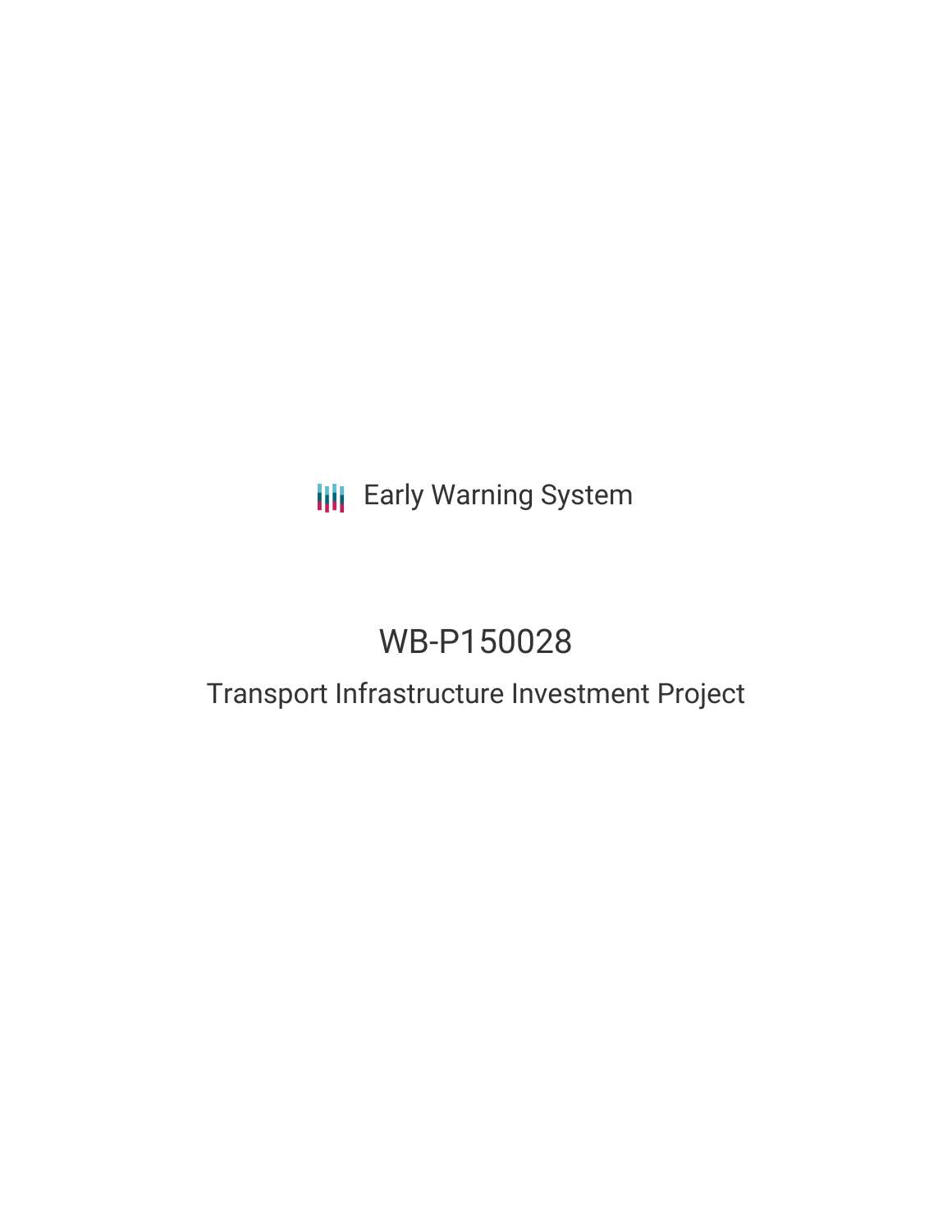Early Warning System

# WB-P150028

## Transport Infrastructure Investment Project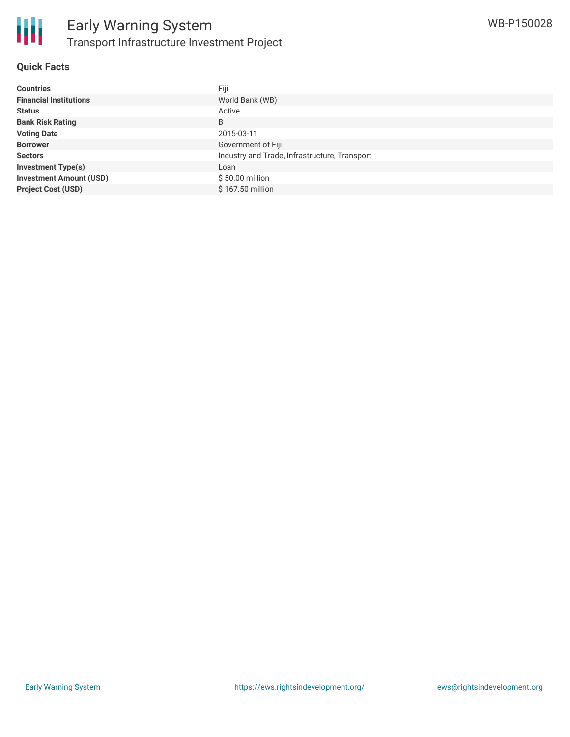# Early Warning System

## Transport Infrastructure Investment Project

WB-P150028

### Quick Facts

| | |
|---|---|
| **Countries** | Fiji |
| **Financial Institutions** | World Bank (WB) |
| **Status** | Active |
| **Bank Risk Rating** | B |
| **Voting Date** | 2015-03-11 |
| **Borrower** | Government of Fiji |
| **Sectors** | Industry and Trade, Infrastructure, Transport |
| **Investment Type(s)** | Loan |
| **Investment Amount (USD)** | $ 50.00 million |
| **Project Cost (USD)** | $ 167.50 million |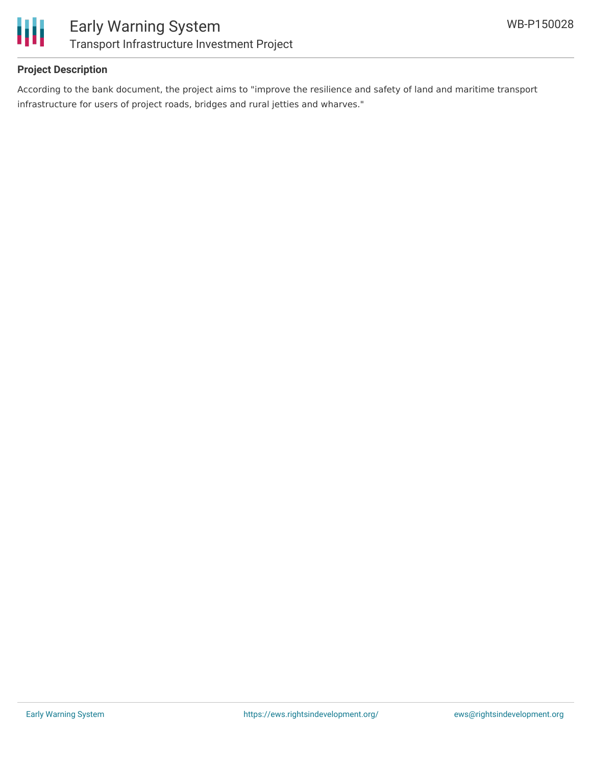## Project Description

According to the bank document, the project aims to "improve the resilience and safety of land and maritime transport infrastructure for users of project roads, bridges and rural jetties and wharves."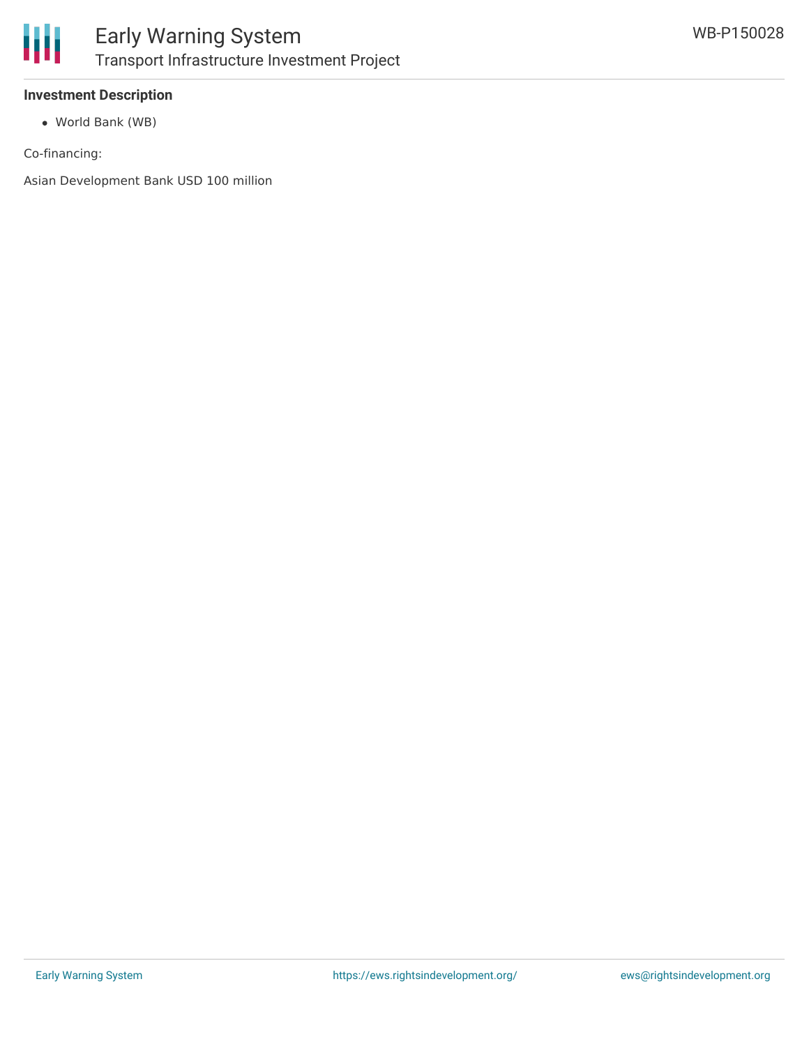### Investment Description

- World Bank (WB)

Co-financing:

Asian Development Bank USD 100 million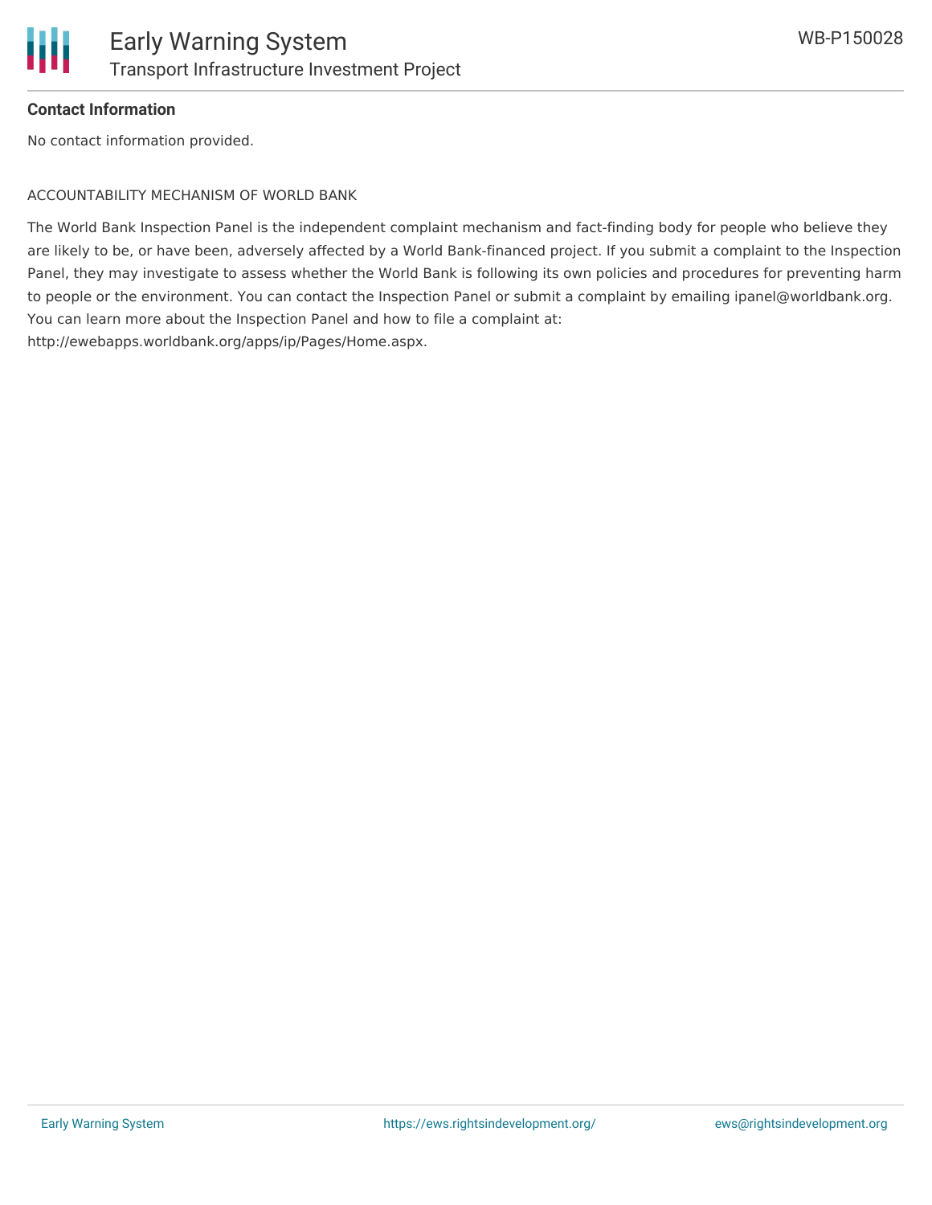**Contact Information**

No contact information provided.

ACCOUNTABILITY MECHANISM OF WORLD BANK

The World Bank Inspection Panel is the independent complaint mechanism and fact-finding body for people who believe they are likely to be, or have been, adversely affected by a World Bank-financed project. If you submit a complaint to the Inspection Panel, they may investigate to assess whether the World Bank is following its own policies and procedures for preventing harm to people or the environment. You can contact the Inspection Panel or submit a complaint by emailing ipanel@worldbank.org. You can learn more about the Inspection Panel and how to file a complaint at: http://ewebapps.worldbank.org/apps/ip/Pages/Home.aspx.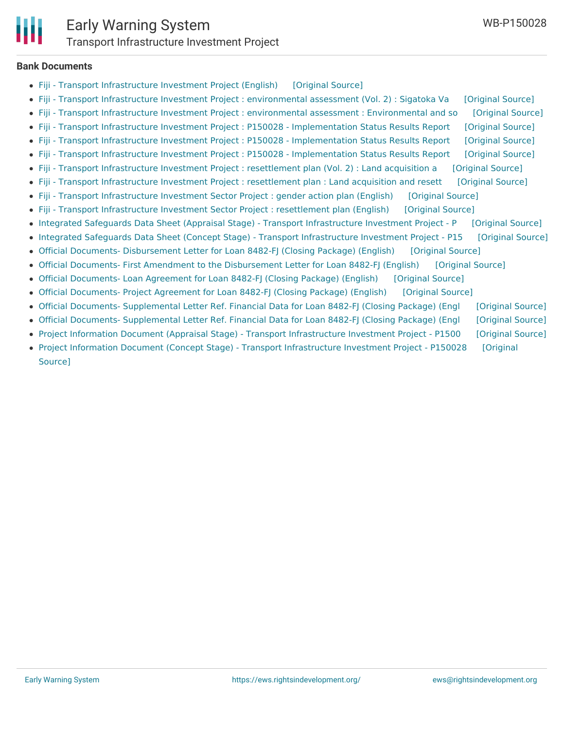## Bank Documents

- Fiji - Transport Infrastructure Investment Project (English) [Original Source]
- Fiji - Transport Infrastructure Investment Project : environmental assessment (Vol. 2) : Sigatoka Va [Original Source]
- Fiji - Transport Infrastructure Investment Project : environmental assessment : Environmental and so [Original Source]
- Fiji - Transport Infrastructure Investment Project : P150028 - Implementation Status Results Report [Original Source]
- Fiji - Transport Infrastructure Investment Project : P150028 - Implementation Status Results Report [Original Source]
- Fiji - Transport Infrastructure Investment Project : P150028 - Implementation Status Results Report [Original Source]
- Fiji - Transport Infrastructure Investment Project : resettlement plan (Vol. 2) : Land acquisition a [Original Source]
- Fiji - Transport Infrastructure Investment Project : resettlement plan : Land acquisition and resett [Original Source]
- Fiji - Transport Infrastructure Investment Sector Project : gender action plan (English) [Original Source]
- Fiji - Transport Infrastructure Investment Sector Project : resettlement plan (English) [Original Source]
- Integrated Safeguards Data Sheet (Appraisal Stage) - Transport Infrastructure Investment Project - P [Original Source]
- Integrated Safeguards Data Sheet (Concept Stage) - Transport Infrastructure Investment Project - P15 [Original Source]
- Official Documents- Disbursement Letter for Loan 8482-FJ (Closing Package) (English) [Original Source]
- Official Documents- First Amendment to the Disbursement Letter for Loan 8482-FJ (English) [Original Source]
- Official Documents- Loan Agreement for Loan 8482-FJ (Closing Package) (English) [Original Source]
- Official Documents- Project Agreement for Loan 8482-FJ (Closing Package) (English) [Original Source]
- Official Documents- Supplemental Letter Ref. Financial Data for Loan 8482-FJ (Closing Package) (Engl [Original Source]
- Official Documents- Supplemental Letter Ref. Financial Data for Loan 8482-FJ (Closing Package) (Engl [Original Source]
- Project Information Document (Appraisal Stage) - Transport Infrastructure Investment Project - P1500 [Original Source]
- Project Information Document (Concept Stage) - Transport Infrastructure Investment Project - P150028 [Original Source]